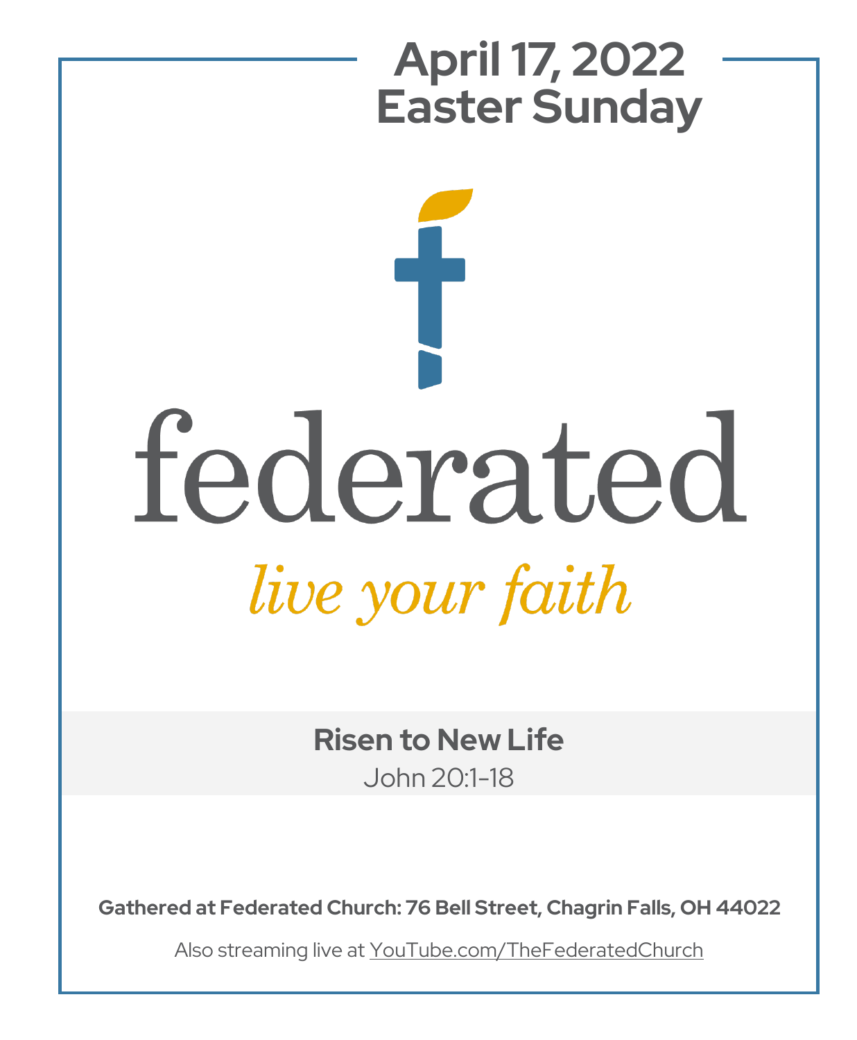# April 17, 2022
# Easter Sunday

federated

*live your faith*

**Risen to New Life**

John 20:1-18

**Gathered at Federated Church: 76 Bell Street, Chagrin Falls, OH 44022**

Also streaming live at YouTube.com/TheFederatedChurch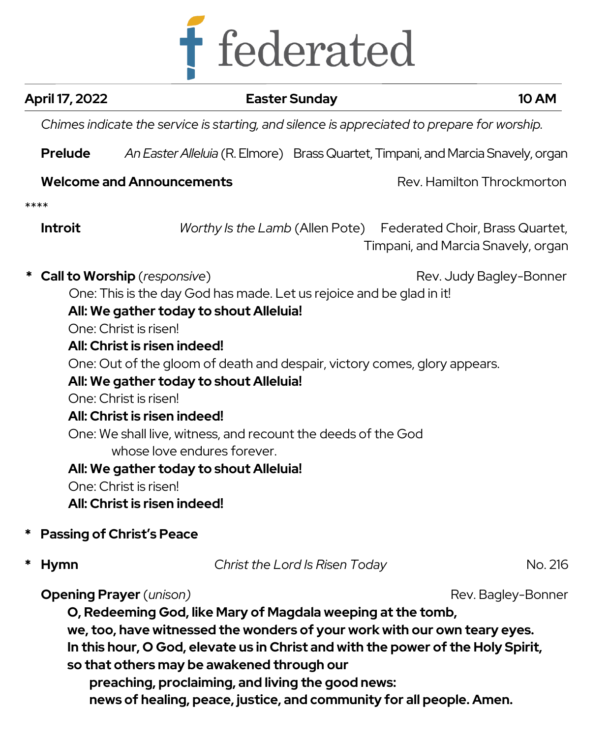# federated

**April 17, 2022** | **Easter Sunday** | **10 AM**

*Chimes indicate the service is starting, and silence is appreciated to prepare for worship.*

**Prelude** *An Easter Alleluia* (R. Elmore) Brass Quartet, Timpani, and Marcia Snavely, organ

**Welcome and Announcements** Rev. Hamilton Throckmorton

****

**Introit** *Worthy Is the Lamb* (Allen Pote) Federated Choir, Brass Quartet, Timpani, and Marcia Snavely, organ

\* **Call to Worship** (*responsive*) Rev. Judy Bagley-Bonner

One: This is the day God has made. Let us rejoice and be glad in it!
**All: We gather today to shout Alleluia!**
One: Christ is risen!
**All: Christ is risen indeed!**
One: Out of the gloom of death and despair, victory comes, glory appears.
**All: We gather today to shout Alleluia!**
One: Christ is risen!
**All: Christ is risen indeed!**
One: We shall live, witness, and recount the deeds of the God
whose love endures forever.
**All: We gather today to shout Alleluia!**
One: Christ is risen!
**All: Christ is risen indeed!**

\* **Passing of Christ's Peace**

\* **Hymn** *Christ the Lord Is Risen Today* No. 216

**Opening Prayer** (*unison*) Rev. Bagley-Bonner

**O, Redeeming God, like Mary of Magdala weeping at the tomb,**
**we, too, have witnessed the wonders of your work with our own teary eyes.**
**In this hour, O God, elevate us in Christ and with the power of the Holy Spirit,**
**so that others may be awakened through our**
**preaching, proclaiming, and living the good news:**
**news of healing, peace, justice, and community for all people. Amen.**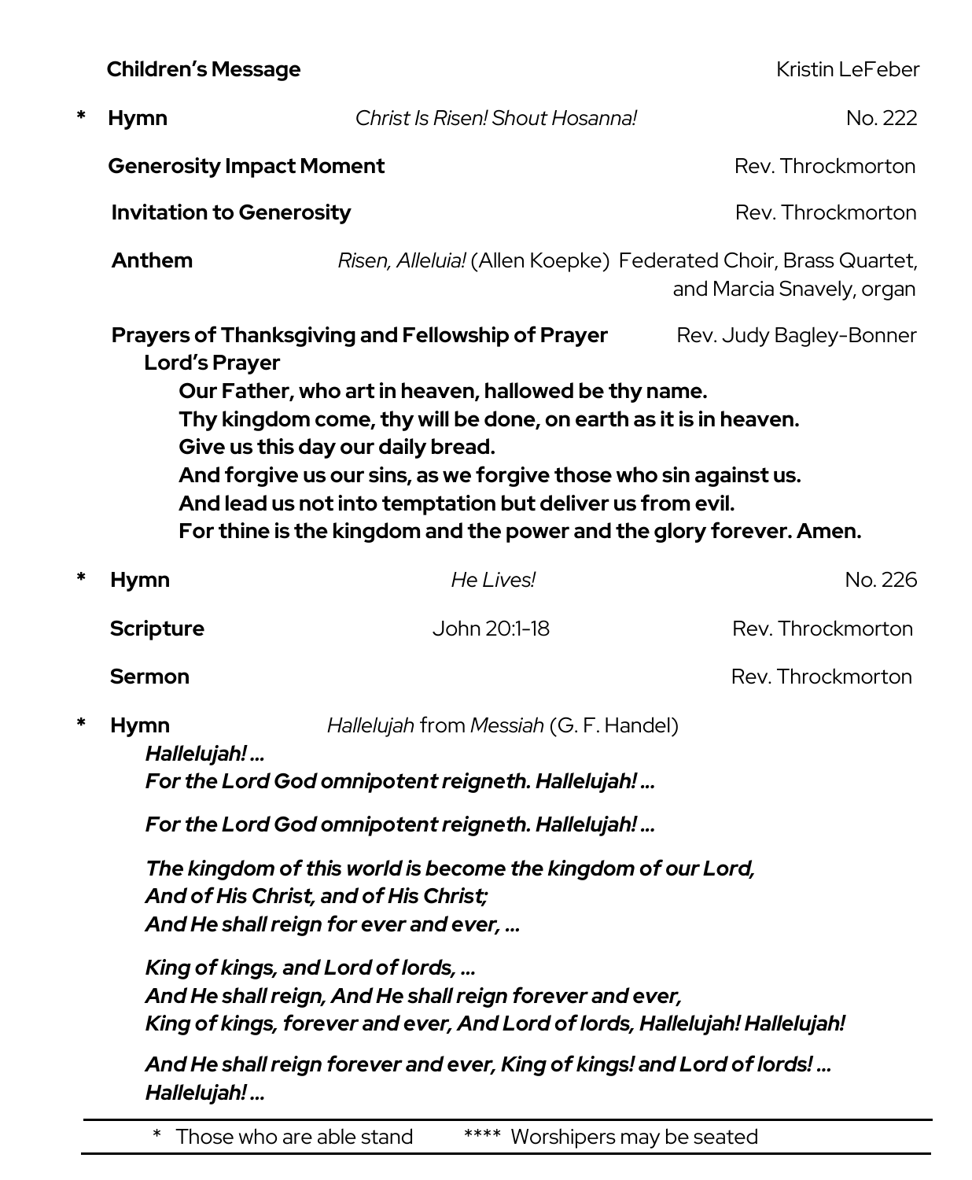**Children's Message** Kristin LeFeber

\* **Hymn** *Christ Is Risen! Shout Hosanna!* No. 222

**Generosity Impact Moment** Rev. Throckmorton

**Invitation to Generosity** Rev. Throckmorton

**Anthem** *Risen, Alleluia!* (Allen Koepke) Federated Choir, Brass Quartet, and Marcia Snavely, organ

**Prayers of Thanksgiving and Fellowship of Prayer** Rev. Judy Bagley-Bonner

**Lord's Prayer**

**Our Father, who art in heaven, hallowed be thy name.**
**Thy kingdom come, thy will be done, on earth as it is in heaven.**
**Give us this day our daily bread.**
**And forgive us our sins, as we forgive those who sin against us.**
**And lead us not into temptation but deliver us from evil.**
**For thine is the kingdom and the power and the glory forever. Amen.**

\* **Hymn** *He Lives!* No. 226

**Scripture** John 20:1-18 Rev. Throckmorton

**Sermon** Rev. Throckmorton

\* **Hymn** *Hallelujah* from *Messiah* (G. F. Handel)

***Hallelujah! …***
***For the Lord God omnipotent reigneth. Hallelujah! …***

***For the Lord God omnipotent reigneth. Hallelujah! …***

***The kingdom of this world is become the kingdom of our Lord,***
***And of His Christ, and of His Christ;***
***And He shall reign for ever and ever, …***

***King of kings, and Lord of lords, …***
***And He shall reign, And He shall reign forever and ever,***
***King of kings, forever and ever, And Lord of lords, Hallelujah! Hallelujah!***

***And He shall reign forever and ever, King of kings! and Lord of lords! …***
***Hallelujah! …***

\* Those who are able stand **** Worshipers may be seated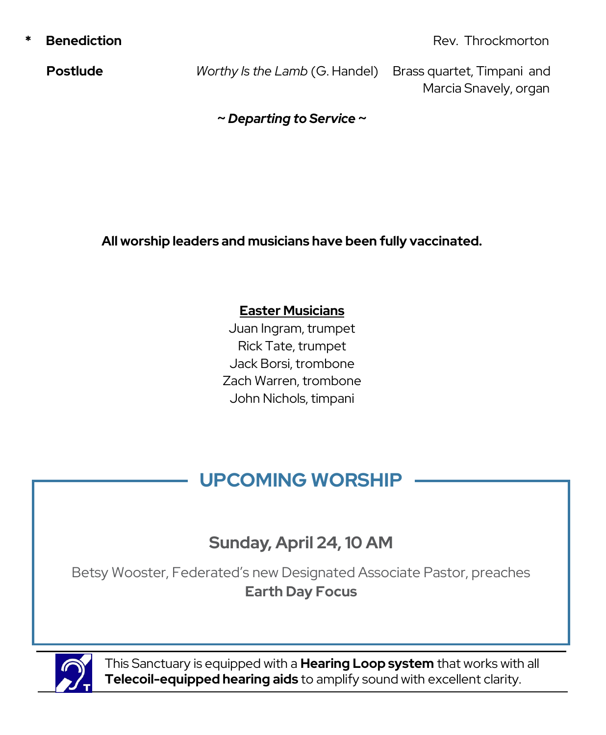\* **Benediction** Rev. Throckmorton

**Postlude** *Worthy Is the Lamb* (G. Handel) Brass quartet, Timpani and Marcia Snavely, organ

***~ Departing to Service ~***

**All worship leaders and musicians have been fully vaccinated.**

**<u>Easter Musicians</u>**

Juan Ingram, trumpet
Rick Tate, trumpet
Jack Borsi, trombone
Zach Warren, trombone
John Nichols, timpani

## UPCOMING WORSHIP

### Sunday, April 24, 10 AM

Betsy Wooster, Federated's new Designated Associate Pastor, preaches
**Earth Day Focus**

This Sanctuary is equipped with a **Hearing Loop system** that works with all **Telecoil-equipped hearing aids** to amplify sound with excellent clarity.